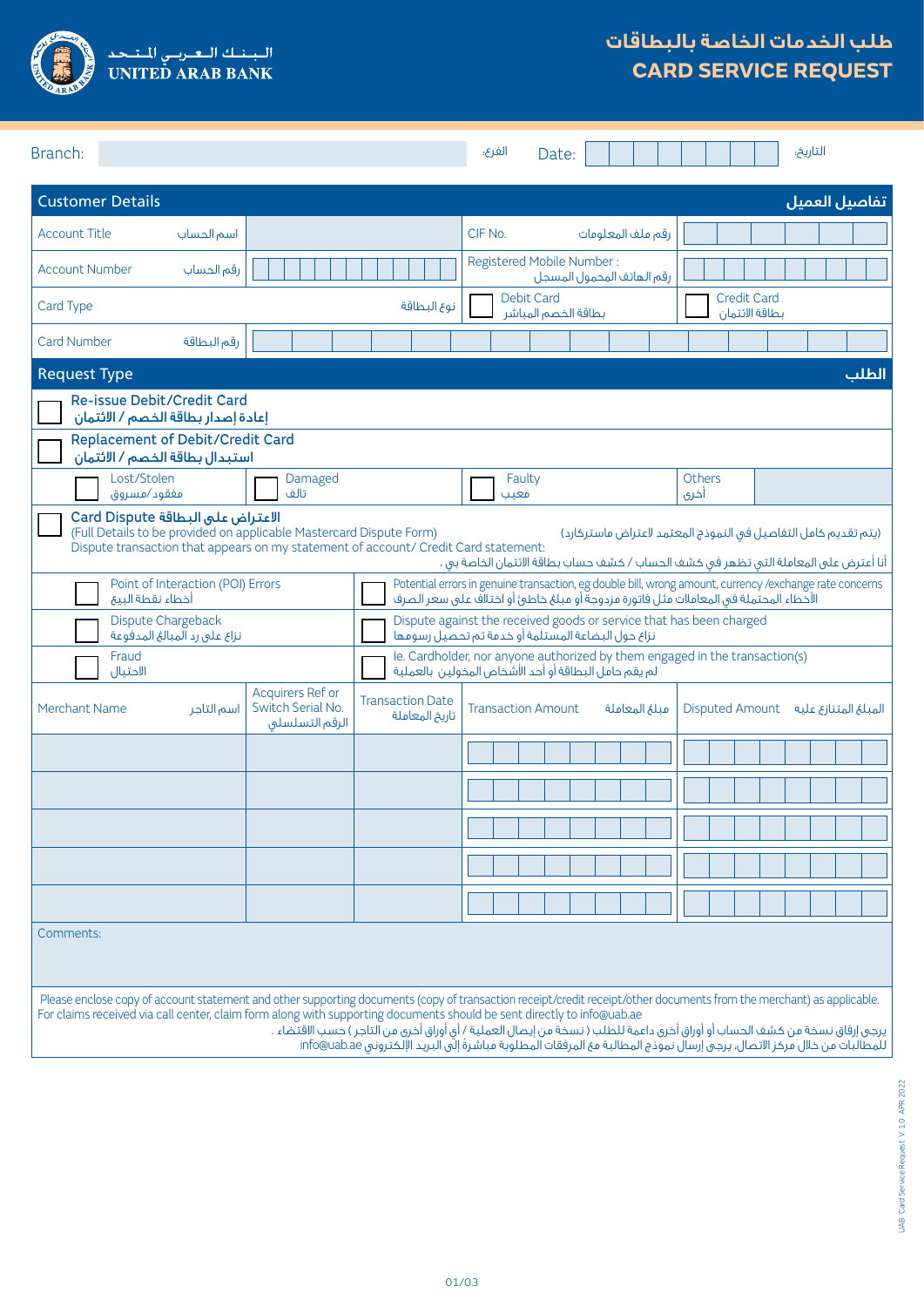الـبـنـك الـعـربـي الـمـتـحـد
UNITED ARAB BANK

# طلب الخدمات الخاصة بالبطاقات
# CARD SERVICE REQUEST

Branch: ______ الفرع: Date: ______ التاريخ:

## Customer Details / تفاصيل العميل

| | | | |
|---|---|---|---|
| Account Title اسم الحساب | | CIF No. رقم ملف المعلومات | |
| Account Number رقم الحساب | | Registered Mobile Number : رقم الهاتف المحمول المسجل | |
| Card Type نوع البطاقة | | ☐ Debit Card بطاقة الخصم المباشر | ☐ Credit Card بطاقة الائتمان |
| Card Number رقم البطاقة | | | |

## Request Type / الطلب

☐ Re-issue Debit/Credit Card
إعادة إصدار بطاقة الخصم / الائتمان

☐ Replacement of Debit/Credit Card
استبدال بطاقة الخصم / الائتمان

| | | | |
|---|---|---|---|
| ☐ Lost/Stolen مفقود/مسروق | ☐ Damaged تالف | ☐ Faulty معيب | Others أخرى |

☐ Card Dispute الاعتراض على البطاقة
(Full Details to be provided on applicable Mastercard Dispute Form) (يتم تقديم كامل التفاصيل في النموذج المعتمد لاعتراض ماستركارد)
Dispute transaction that appears on my statement of account/ Credit Card statement:
أنا أعترض على المعاملة التي تظهر في كشف الحساب / كشف حساب بطاقة الائتمان الخاصة بي .

| | |
|---|---|
| ☐ Point of Interaction (POI) Errors أخطاء نقطة البيع | ☐ Potential errors in genuine transaction, eg double bill, wrong amount, currency /exchange rate concerns الأخطاء المحتملة في المعاملات مثل فاتورة مزدوجة أو مبلغ خاطئ أو اختلاف على سعر الصرف |
| ☐ Dispute Chargeback نزاع على رد المبالغ المدفوعة | ☐ Dispute against the received goods or service that has been charged نزاع حول البضاعة المستلمة أو خدمة تم تحصيل رسومها |
| ☐ Fraud الاحتيال | ☐ Ie. Cardholder, nor anyone authorized by them engaged in the transaction(s) لم يقم حامل البطاقة أو أحد الأشخاص المخولين بالعملية |

| Merchant Name اسم التاجر | Acquirers Ref or Switch Serial No. الرقم التسلسلي | Transaction Date تاريخ المعاملة | Transaction Amount مبلغ المعاملة | Disputed Amount المبلغ المتنازع عليه |
|---|---|---|---|---|
| | | | | |
| | | | | |
| | | | | |
| | | | | |
| | | | | |

Comments:

Please enclose copy of account statement and other supporting documents (copy of transaction receipt/credit receipt/other documents from the merchant) as applicable.
For claims received via call center, claim form along with supporting documents should be sent directly to info@uab.ae

يرجى إرفاق نسخة من كشف الحساب أو أوراق أخرى داعمة للطلب ( نسخة من إيصال العملية / أي أوراق أخرى من التاجر ) حسب الاقتضاء .
للمطالبات من خلال مركز الاتصال، يرجى إرسال نموذج المطالبة مع المرفقات المطلوبة مباشرة إلى البريد الإلكتروني info@uab.ae

UAB Card Service Request V 1.0 APR 2022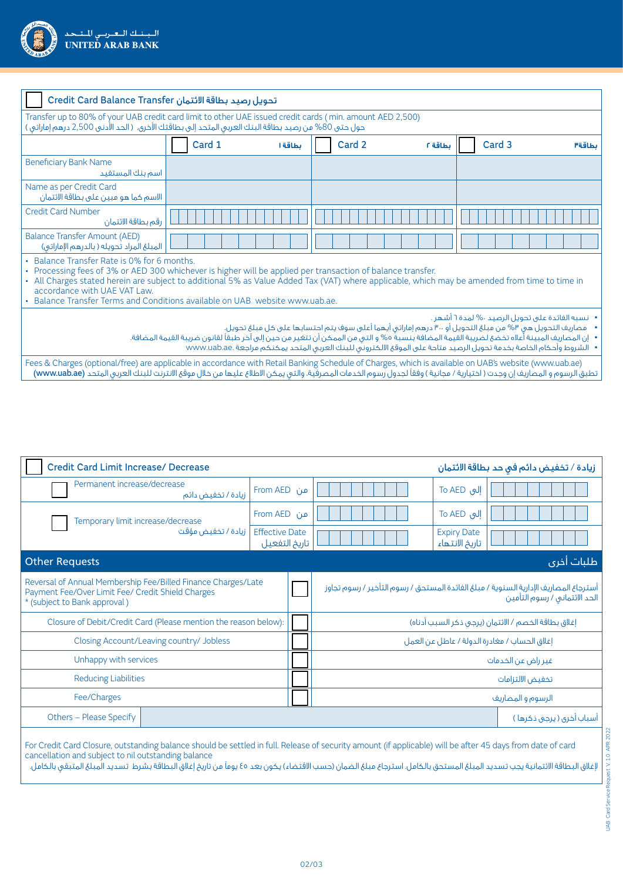البنك العربي المتحد
UNITED ARAB BANK

## ☐ Credit Card Balance Transfer تحويل رصيد بطاقة الائتمان

Transfer up to 80% of your UAB credit card limit to other UAE issued credit cards ( min. amount AED 2,500)
حول حتى 80% من رصيد بطاقة البنك العربي المتحد إلى بطاقاتك الأخرى. ( الحد الأدنى 2,500 درهم إماراتي )

| | ☐ Card 1 بطاقة ١ | ☐ Card 2 بطاقة ٢ | ☐ Card 3 بطاقة٣ |
|---|---|---|---|
| Beneficiary Bank Name اسم بنك المستفيد | | | |
| Name as per Credit Card الاسم كما هو مبين على بطاقة الائتمان | | | |
| Credit Card Number رقم بطاقة الائتمان | | | |
| Balance Transfer Amount (AED) المبلغ المراد تحويله ( بالدرهم الإماراتي) | | | |

- Balance Transfer Rate is 0% for 6 months.
- Processing fees of 3% or AED 300 whichever is higher will be applied per transaction of balance transfer.
- All Charges stated herein are subject to additional 5% as Value Added Tax (VAT) where applicable, which may be amended from time to time in accordance with UAE VAT Law.
- Balance Transfer Terms and Conditions available on UAB website www.uab.ae.

- نسبه الفائدة على تحويل الرصيد ٠% لمدة ٦ أشهر .
- مصاريف التحويل هي ٣% من مبلغ التحويل أو ٣٠٠ درهم إماراتي أيهما أعلى سوف يتم احتسابها على كل مبلغ تحويل.
- إن المصاريف المبينة أعلاه تخضع لضريبة القيمة المضافة بنسبة ٥% و التي من الممكن أن تتغير من حين إلى آخر طبقاً لقانون ضريبة القيمة المضافة.
- الشروط وأحكام الخاصة بخدمة تحويل الرصيد متاحة على الموقع الالكتروني للبنك العربي المتحد يمكنكم مراجعة www.uab.ae.

Fees & Charges (optional/free) are applicable in accordance with Retail Banking Schedule of Charges, which is available on UAB's website (www.uab.ae)
تطبق الرسوم و المصاريف إن وجدت ( اختيارية / مجانية ) وفقاً لجدول رسوم الخدمات المصرفية، والتي يمكن الاطلاع عليها من خلال موقع الانترنت للبنك العربي المتحد **(www.uab.ae)**

## ☐ Credit Card Limit Increase/ Decrease زيادة / تخفيض دائم في حد بطاقة الائتمان

| | | | | |
|---|---|---|---|---|
| ☐ Permanent increase/decrease زيادة / تخفيض دائم | From AED من | | To AED إلى | |
| ☐ Temporary limit increase/decrease زيادة / تخفيض مؤقت | From AED من | | To AED إلى | |
| | Effective Date تاريخ التفعيل | | Expiry Date تاريخ الانتهاء | |

## Other Requests طلبات أخرى

| | | |
|---|---|---|
| Reversal of Annual Membership Fee/Billed Finance Charges/Late Payment Fee/Over Limit Fee/ Credit Shield Charges * (subject to Bank approval ) | ☐ | أسترجاع المصاريف الإدارية السنوية / مبلغ الفائدة المستحق / رسوم التأخير / رسوم تجاوز الحد الائتماني / رسوم التأمين |
| Closure of Debit/Credit Card (Please mention the reason below): | ☐ | إغلاق بطاقة الخصم / الائتمان (يرجى ذكر السبب أدناه) |
| Closing Account/Leaving country/ Jobless | ☐ | إغلاق الحساب / مغادرة الدولة / عاطل عن العمل |
| Unhappy with services | ☐ | غير راض عن الخدمات |
| Reducing Liabilities | ☐ | تخفيض الالتزامات |
| Fee/Charges | ☐ | الرسوم و المصاريف |
| Others – Please Specify | | أسباب أخرى ( يرجى ذكرها ) |

For Credit Card Closure, outstanding balance should be settled in full. Release of security amount (if applicable) will be after 45 days from date of card cancellation and subject to nil outstanding balance
إغلاق البطاقة الائتمانية يجب تسديد المبلغ المستحق بالكامل. استرجاع مبلغ الضمان (حسب الاقتضاء) يكون بعد ٤٥ يوماً من تاريخ إغلاق البطاقة بشرط تسديد المبلغ المتبقي بالكامل.

UAB Card Service Request V 1.0 APR 2022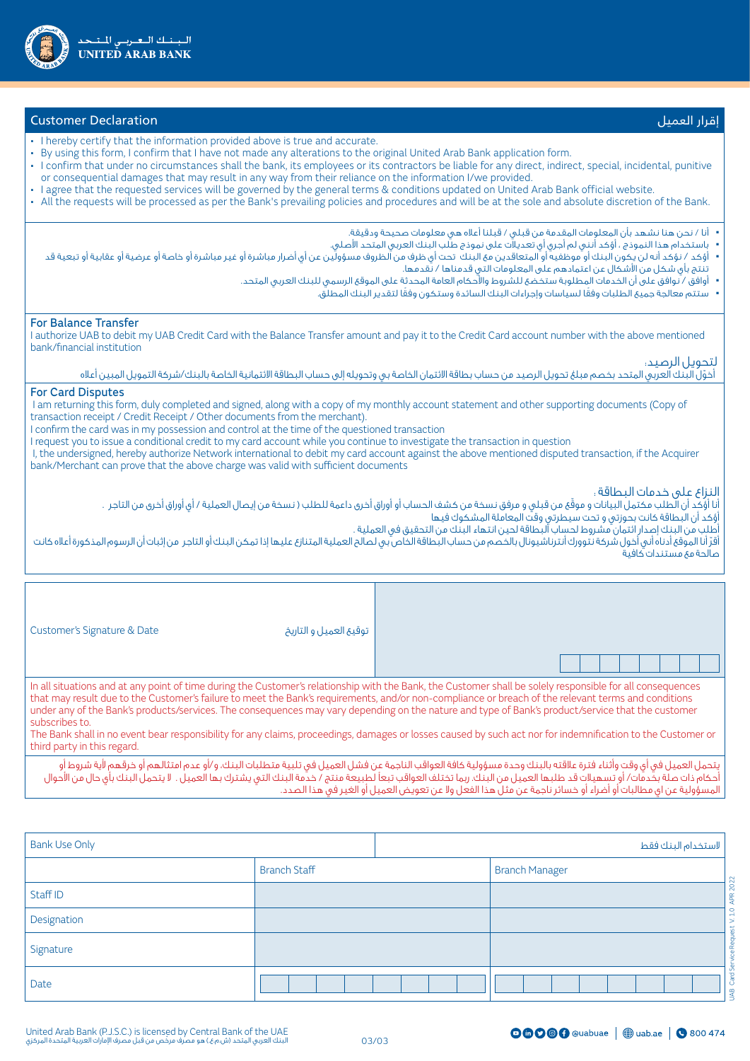## Customer Declaration

## إقرار العميل

- I hereby certify that the information provided above is true and accurate.
- By using this form, I confirm that I have not made any alterations to the original United Arab Bank application form.
- I confirm that under no circumstances shall the bank, its employees or its contractors be liable for any direct, indirect, special, incidental, punitive or consequential damages that may result in any way from their reliance on the information I/we provided.
- I agree that the requested services will be governed by the general terms & conditions updated on United Arab Bank official website.
- All the requests will be processed as per the Bank's prevailing policies and procedures and will be at the sole and absolute discretion of the Bank.

- أنا / نحن هنا نشهد بأن المعلومات المقدمة من قبلي / قبلنا أعلاه هي معلومات صحيحة ودقيقة.
- باستخدام هذا النموذج ، أؤكد أنني لم أجري أي تعديلات على نموذج طلب البنك العربي المتحد الأصلي.
- أؤكد / نؤكد أنه لن يكون البنك أو موظفيه أو المتعاقدين مع البنك تحت أي ظرف من الظروف مسؤولين عن أي أضرار مباشرة أو غير مباشرة أو خاصة أو عرضية أو عقابية أو تبعية قد تنتج بأي شكل من الأشكال عن اعتمادهم على المعلومات التي قدمناها / نقدمها.
- أوافق / نوافق على أن الخدمات المطلوبة ستخضع للشروط والأحكام العامة المحدثة على الموقع الرسمي للبنك العربي المتحد.
- ستتم معالجة جميع الطلبات وفقًا لسياسات وإجراءات البنك السائدة وستكون وفقًا لتقدير البنك المطلق.

### For Balance Transfer

I authorize UAB to debit my UAB Credit Card with the Balance Transfer amount and pay it to the Credit Card account number with the above mentioned bank/financial institution

### لتحويل الرصيد:

أخوّل البنك العربي المتحد بخصم مبلغ تحويل الرصيد من حساب بطاقة الائتمان الخاصة بي وتحويله إلى حساب البطاقة الائتمانية الخاصة بالبنك/شركة التمويل المبين أعلاه

### For Card Disputes

I am returning this form, duly completed and signed, along with a copy of my monthly account statement and other supporting documents (Copy of transaction receipt / Credit Receipt / Other documents from the merchant).
I confirm the card was in my possession and control at the time of the questioned transaction
I request you to issue a conditional credit to my card account while you continue to investigate the transaction in question
I, the undersigned, hereby authorize Network international to debit my card account against the above mentioned disputed transaction, if the Acquirer bank/Merchant can prove that the above charge was valid with sufficient documents

### النزاع على خدمات البطاقة:

أنا أؤكد أن الطلب مكتمل البيانات و موقّع من قبلي و مرفق نسخة من كشف الحساب أو أوراق أخرى داعمة للطلب ( نسخة من إيصال العملية / أي أوراق أخرى من التاجر .
أؤكد أن البطاقة كانت بحوزتي و تحت سيطرتي وقت المعاملة المشكوك فيها
أطلب من البنك إصدار ائتمان مشروط لحساب البطاقة لحين انتهاء البنك من التحقيق في العملية .
أقرّ أنا الموقع أدناه أني أخول شركة نتوورك أنترناشيونال بالخصم من حساب البطاقة الخاص بي لصالح العملية المتنازع عليها إذا تمكن البنك أو التاجر من إثبات أن الرسوم المذكورة أعلاه كانت صالحة مع مستندات كافية

| | | |
|---|---|---|
| Customer's Signature & Date | توقيع العميل و التاريخ | |

In all situations and at any point of time during the Customer's relationship with the Bank, the Customer shall be solely responsible for all consequences that may result due to the Customer's failure to meet the Bank's requirements, and/or non-compliance or breach of the relevant terms and conditions under any of the Bank's products/services. The consequences may vary depending on the nature and type of Bank's product/service that the customer subscribes to.
The Bank shall in no event bear responsibility for any claims, proceedings, damages or losses caused by such act nor for indemnification to the Customer or third party in this regard.

يتحمل العميل في أي وقت وأثناء فترة علاقته بالبنك وحده مسؤولية كافة العواقب الناجمة عن فشل العميل في تلبية متطلبات البنك، و/أو عدم امتثالهم أو خرقهم لأية شروط أو أحكام ذات صلة بخدمات/ أو تسهيلات قد طلبها العميل من البنك. ربما تختلف العواقب تبعاً لطبيعة منتج / خدمة البنك التي يشترك بها العميل . لا يتحمل البنك بأي حال من الأحوال المسؤولية عن اي مطالبات أو أضرار أو خسائر ناجمة عن مثل هذا الفعل ولا عن تعويض العميل أو الغير في هذا الصدد.

| Bank Use Only | | لاستخدام البنك فقط |
|---|---|---|
| | Branch Staff | Branch Manager |
| Staff ID | | |
| Designation | | |
| Signature | | |
| Date | | |

UAB Card Service Request V 1.0 APR 2022

United Arab Bank (P.J.S.C.) is licensed by Central Bank of the UAE
البنك العربي المتحد (ش.م.ع.) هو مصرف مرخص من قبل مصرف الإمارات العربية المتحدة المركزي

@uabuae | uab.ae | 800 474